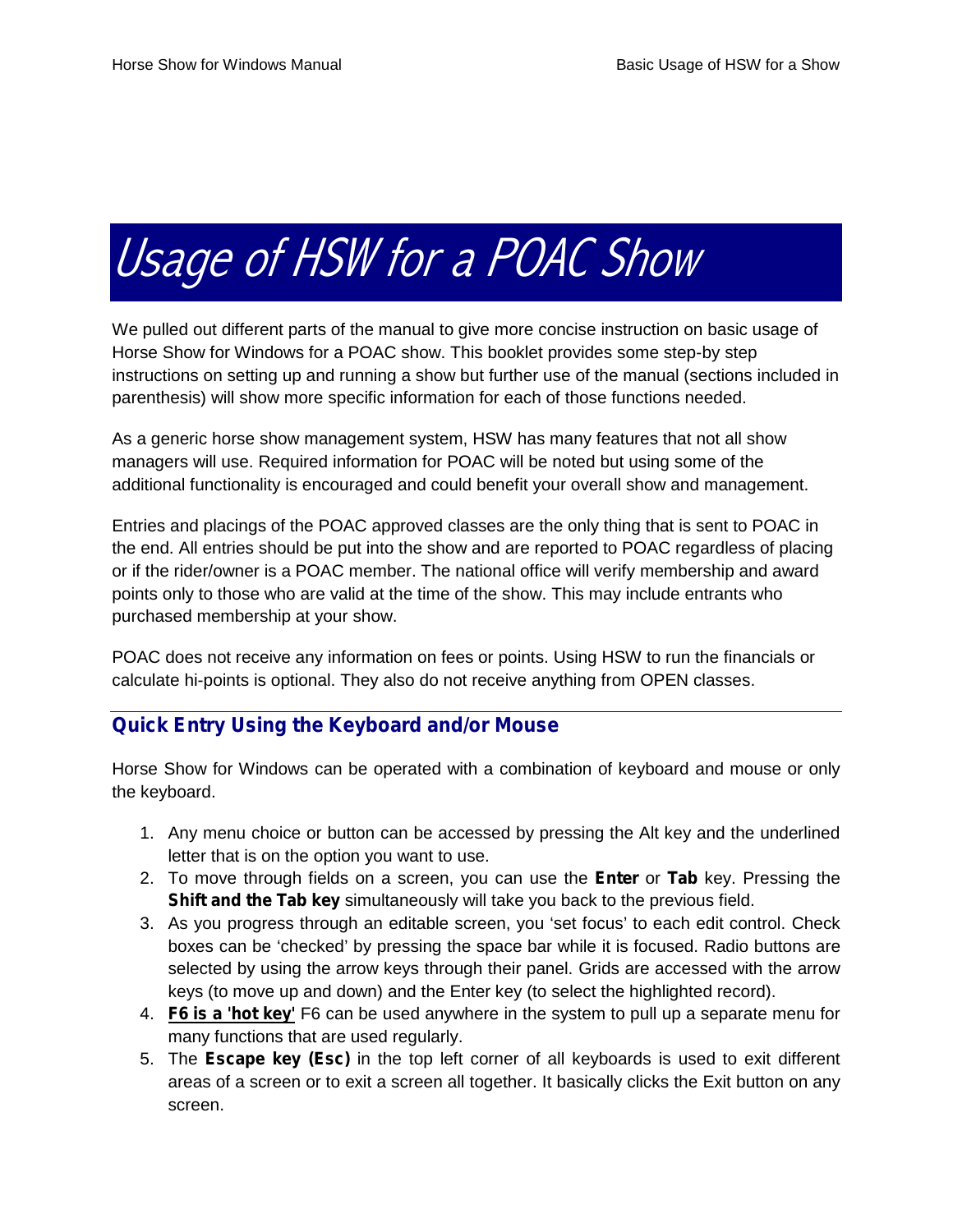# Usage of HSW for a POAC Show

We pulled out different parts of the manual to give more concise instruction on basic usage of Horse Show for Windows for a POAC show. This booklet provides some step-by step instructions on setting up and running a show but further use of the manual (sections included in parenthesis) will show more specific information for each of those functions needed.

As a generic horse show management system, HSW has many features that not all show managers will use. Required information for POAC will be noted but using some of the additional functionality is encouraged and could benefit your overall show and management.

Entries and placings of the POAC approved classes are the only thing that is sent to POAC in the end. All entries should be put into the show and are reported to POAC regardless of placing or if the rider/owner is a POAC member. The national office will verify membership and award points only to those who are valid at the time of the show. This may include entrants who purchased membership at your show.

POAC does not receive any information on fees or points. Using HSW to run the financials or calculate hi-points is optional. They also do not receive anything from OPEN classes.

## Quick Entry Using the Keyboard and/or Mouse

Horse Show for Windows can be operated with a combination of keyboard and mouse or only the keyboard.

1. Any menu choice or button can be accessed by pressing the Alt key and the underlined letter that is on the option you want to use.
2. To move through fields on a screen, you can use the **Enter** or **Tab** key. Pressing the **Shift and the Tab key** simultaneously will take you back to the previous field.
3. As you progress through an editable screen, you 'set focus' to each edit control. Check boxes can be 'checked' by pressing the space bar while it is focused. Radio buttons are selected by using the arrow keys through their panel. Grids are accessed with the arrow keys (to move up and down) and the Enter key (to select the highlighted record).
4. **F6 is a 'hot key'** F6 can be used anywhere in the system to pull up a separate menu for many functions that are used regularly.
5. The **Escape key (Esc)** in the top left corner of all keyboards is used to exit different areas of a screen or to exit a screen all together. It basically clicks the Exit button on any screen.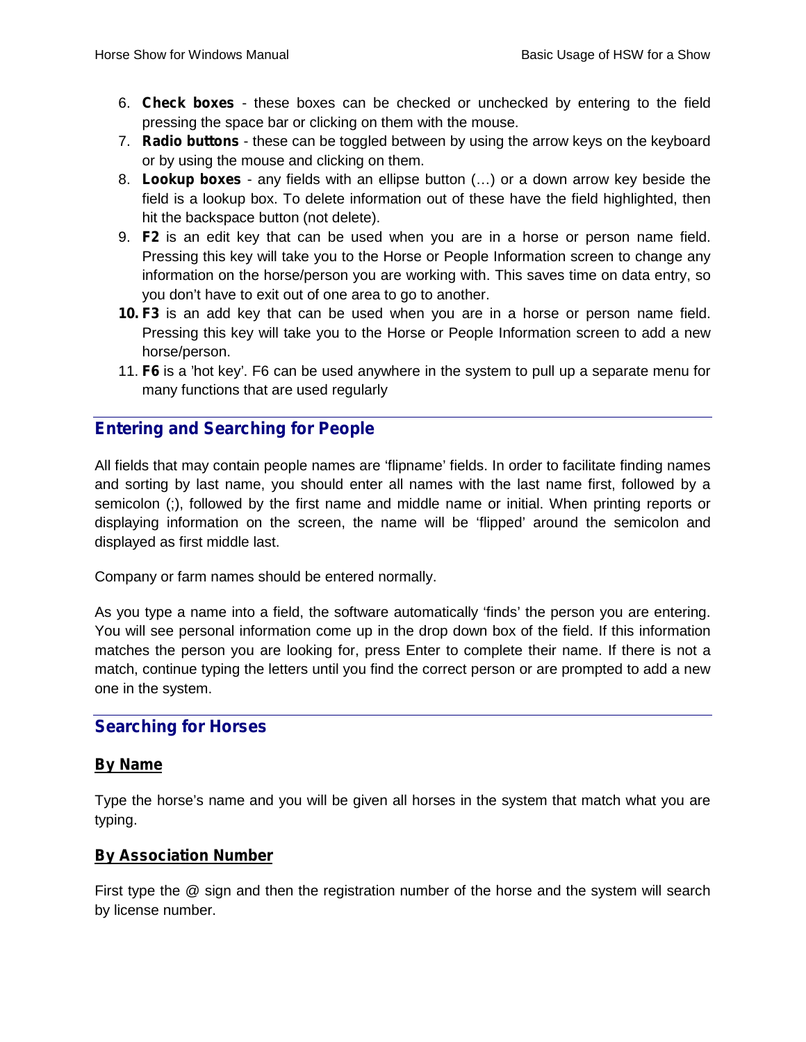6. **Check boxes** - these boxes can be checked or unchecked by entering to the field pressing the space bar or clicking on them with the mouse.
7. **Radio buttons** - these can be toggled between by using the arrow keys on the keyboard or by using the mouse and clicking on them.
8. **Lookup boxes** - any fields with an ellipse button (…) or a down arrow key beside the field is a lookup box. To delete information out of these have the field highlighted, then hit the backspace button (not delete).
9. **F2** is an edit key that can be used when you are in a horse or person name field. Pressing this key will take you to the Horse or People Information screen to change any information on the horse/person you are working with. This saves time on data entry, so you don't have to exit out of one area to go to another.
10. **F3** is an add key that can be used when you are in a horse or person name field. Pressing this key will take you to the Horse or People Information screen to add a new horse/person.
11. **F6** is a 'hot key'. F6 can be used anywhere in the system to pull up a separate menu for many functions that are used regularly

## Entering and Searching for People

All fields that may contain people names are 'flipname' fields. In order to facilitate finding names and sorting by last name, you should enter all names with the last name first, followed by a semicolon (;), followed by the first name and middle name or initial. When printing reports or displaying information on the screen, the name will be 'flipped' around the semicolon and displayed as first middle last.

Company or farm names should be entered normally.

As you type a name into a field, the software automatically 'finds' the person you are entering. You will see personal information come up in the drop down box of the field. If this information matches the person you are looking for, press Enter to complete their name. If there is not a match, continue typing the letters until you find the correct person or are prompted to add a new one in the system.

## Searching for Horses

### By Name

Type the horse's name and you will be given all horses in the system that match what you are typing.

### By Association Number

First type the @ sign and then the registration number of the horse and the system will search by license number.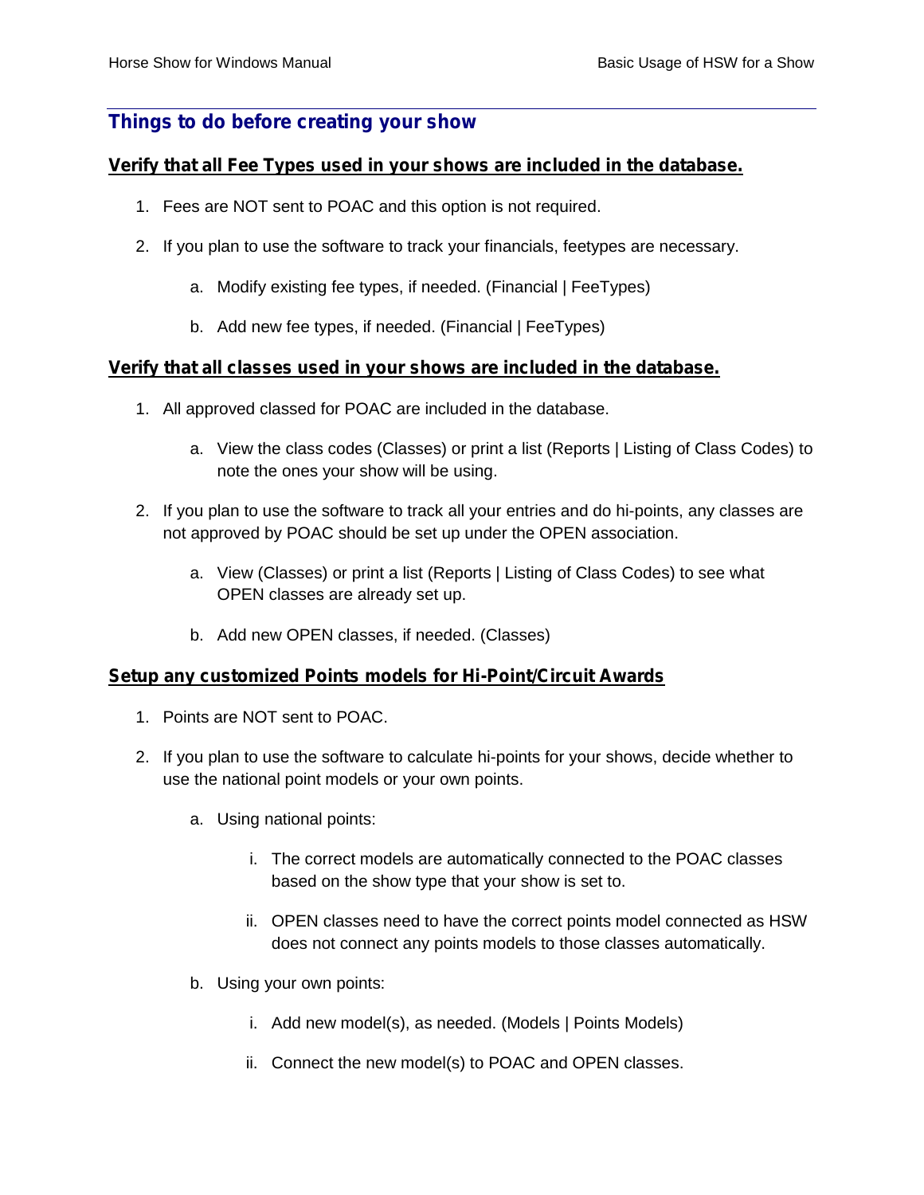## Things to do before creating your show

### Verify that all Fee Types used in your shows are included in the database.

1. Fees are NOT sent to POAC and this option is not required.
2. If you plan to use the software to track your financials, feetypes are necessary.
    a. Modify existing fee types, if needed. (Financial | FeeTypes)
    b. Add new fee types, if needed. (Financial | FeeTypes)

### Verify that all classes used in your shows are included in the database.

1. All approved classed for POAC are included in the database.
    a. View the class codes (Classes) or print a list (Reports | Listing of Class Codes) to note the ones your show will be using.
2. If you plan to use the software to track all your entries and do hi-points, any classes are not approved by POAC should be set up under the OPEN association.
    a. View (Classes) or print a list (Reports | Listing of Class Codes) to see what OPEN classes are already set up.
    b. Add new OPEN classes, if needed. (Classes)

### Setup any customized Points models for Hi-Point/Circuit Awards

1. Points are NOT sent to POAC.
2. If you plan to use the software to calculate hi-points for your shows, decide whether to use the national point models or your own points.
    a. Using national points:
        i. The correct models are automatically connected to the POAC classes based on the show type that your show is set to.
        ii. OPEN classes need to have the correct points model connected as HSW does not connect any points models to those classes automatically.
    b. Using your own points:
        i. Add new model(s), as needed. (Models | Points Models)
        ii. Connect the new model(s) to POAC and OPEN classes.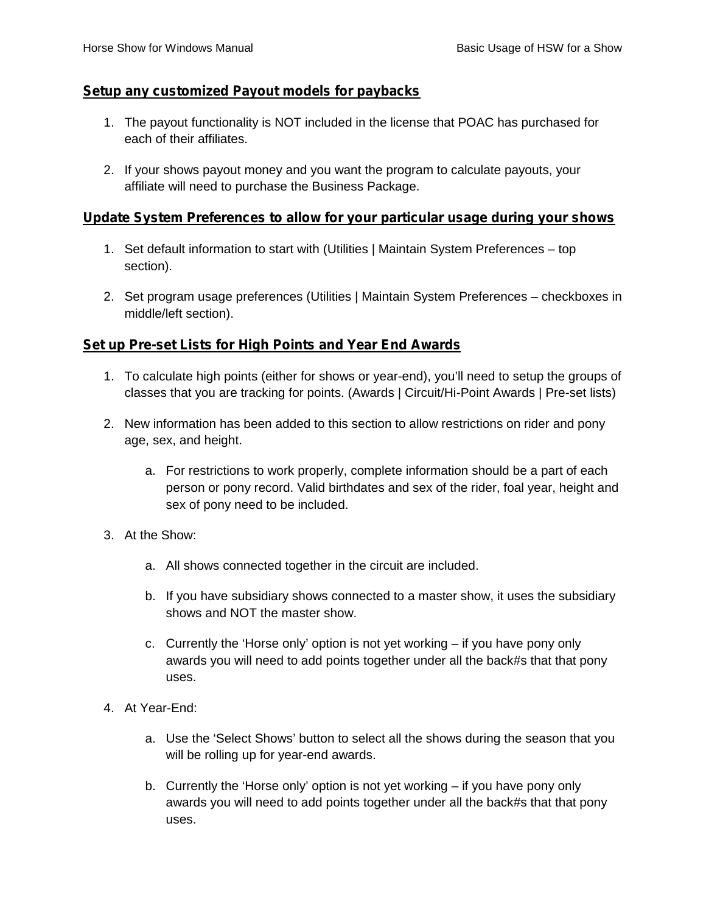## Setup any customized Payout models for paybacks

1. The payout functionality is NOT included in the license that POAC has purchased for each of their affiliates.

2. If your shows payout money and you want the program to calculate payouts, your affiliate will need to purchase the Business Package.

## Update System Preferences to allow for your particular usage during your shows

1. Set default information to start with (Utilities | Maintain System Preferences – top section).

2. Set program usage preferences (Utilities | Maintain System Preferences – checkboxes in middle/left section).

## Set up Pre-set Lists for High Points and Year End Awards

1. To calculate high points (either for shows or year-end), you'll need to setup the groups of classes that you are tracking for points. (Awards | Circuit/Hi-Point Awards | Pre-set lists)

2. New information has been added to this section to allow restrictions on rider and pony age, sex, and height.

   a. For restrictions to work properly, complete information should be a part of each person or pony record. Valid birthdates and sex of the rider, foal year, height and sex of pony need to be included.

3. At the Show:

   a. All shows connected together in the circuit are included.

   b. If you have subsidiary shows connected to a master show, it uses the subsidiary shows and NOT the master show.

   c. Currently the 'Horse only' option is not yet working – if you have pony only awards you will need to add points together under all the back#s that that pony uses.

4. At Year-End:

   a. Use the 'Select Shows' button to select all the shows during the season that you will be rolling up for year-end awards.

   b. Currently the 'Horse only' option is not yet working – if you have pony only awards you will need to add points together under all the back#s that that pony uses.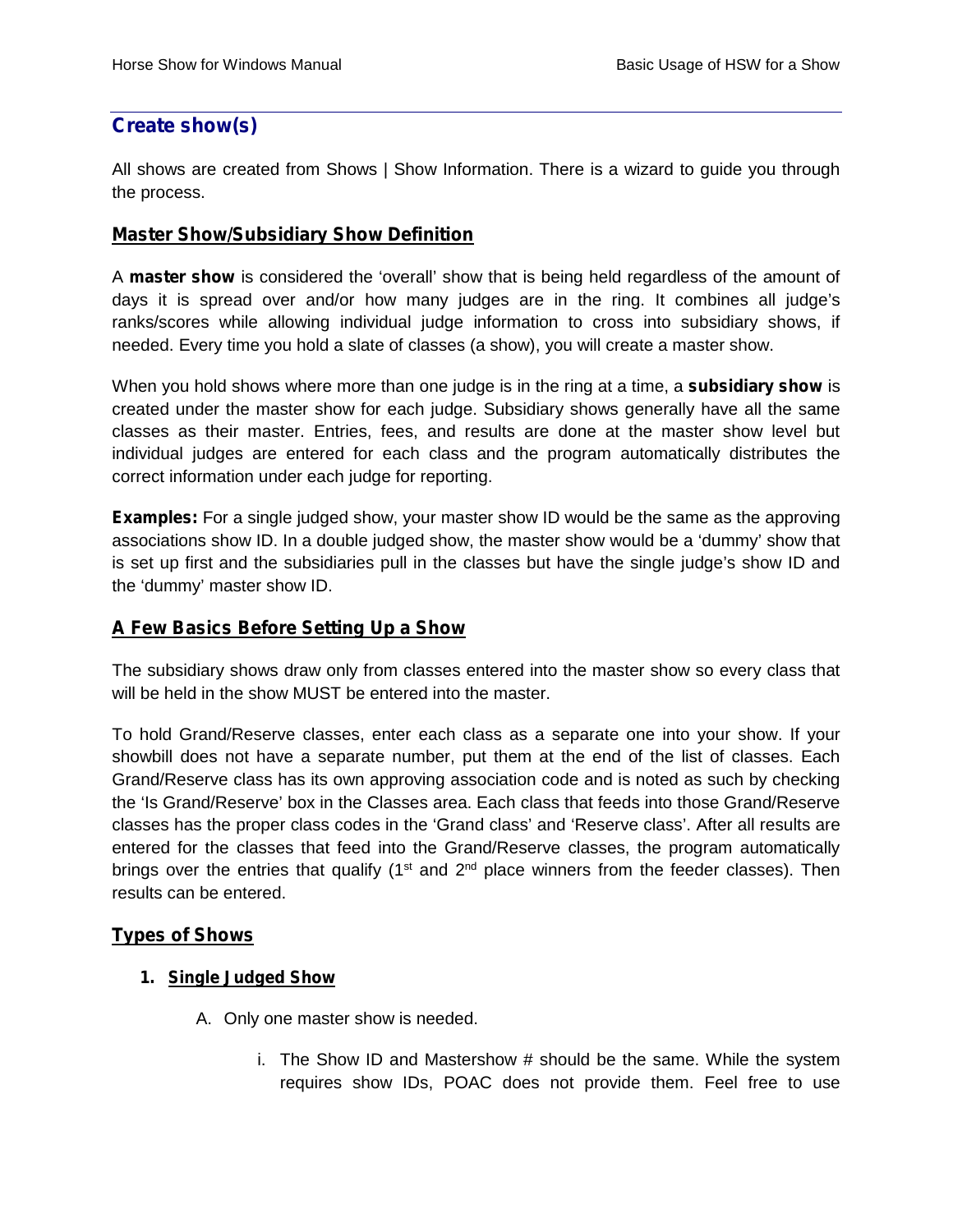## Create show(s)

All shows are created from Shows | Show Information. There is a wizard to guide you through the process.

### Master Show/Subsidiary Show Definition

A **master show** is considered the 'overall' show that is being held regardless of the amount of days it is spread over and/or how many judges are in the ring. It combines all judge's ranks/scores while allowing individual judge information to cross into subsidiary shows, if needed. Every time you hold a slate of classes (a show), you will create a master show.

When you hold shows where more than one judge is in the ring at a time, a **subsidiary show** is created under the master show for each judge. Subsidiary shows generally have all the same classes as their master. Entries, fees, and results are done at the master show level but individual judges are entered for each class and the program automatically distributes the correct information under each judge for reporting.

**Examples:** For a single judged show, your master show ID would be the same as the approving associations show ID. In a double judged show, the master show would be a 'dummy' show that is set up first and the subsidiaries pull in the classes but have the single judge's show ID and the 'dummy' master show ID.

### A Few Basics Before Setting Up a Show

The subsidiary shows draw only from classes entered into the master show so every class that will be held in the show MUST be entered into the master.

To hold Grand/Reserve classes, enter each class as a separate one into your show. If your showbill does not have a separate number, put them at the end of the list of classes. Each Grand/Reserve class has its own approving association code and is noted as such by checking the 'Is Grand/Reserve' box in the Classes area. Each class that feeds into those Grand/Reserve classes has the proper class codes in the 'Grand class' and 'Reserve class'. After all results are entered for the classes that feed into the Grand/Reserve classes, the program automatically brings over the entries that qualify (1st and 2nd place winners from the feeder classes). Then results can be entered.

### Types of Shows

1. **Single Judged Show**

   A. Only one master show is needed.

      i. The Show ID and Mastershow # should be the same. While the system requires show IDs, POAC does not provide them. Feel free to use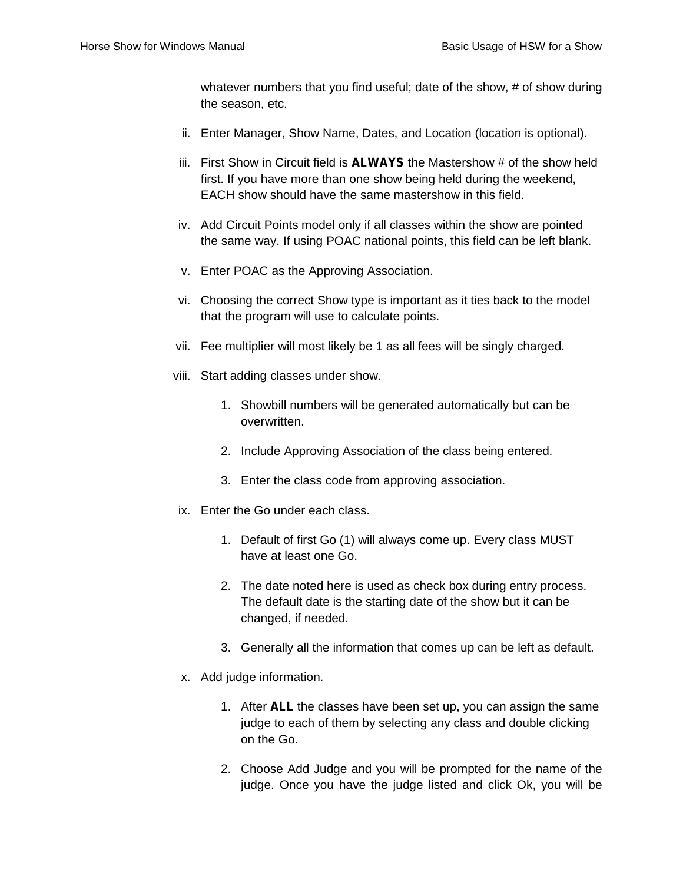whatever numbers that you find useful; date of the show, # of show during the season, etc.

ii. Enter Manager, Show Name, Dates, and Location (location is optional).

iii. First Show in Circuit field is **ALWAYS** the Mastershow # of the show held first. If you have more than one show being held during the weekend, EACH show should have the same mastershow in this field.

iv. Add Circuit Points model only if all classes within the show are pointed the same way. If using POAC national points, this field can be left blank.

v. Enter POAC as the Approving Association.

vi. Choosing the correct Show type is important as it ties back to the model that the program will use to calculate points.

vii. Fee multiplier will most likely be 1 as all fees will be singly charged.

viii. Start adding classes under show.

   1. Showbill numbers will be generated automatically but can be overwritten.

   2. Include Approving Association of the class being entered.

   3. Enter the class code from approving association.

ix. Enter the Go under each class.

   1. Default of first Go (1) will always come up. Every class MUST have at least one Go.

   2. The date noted here is used as check box during entry process. The default date is the starting date of the show but it can be changed, if needed.

   3. Generally all the information that comes up can be left as default.

x. Add judge information.

   1. After **ALL** the classes have been set up, you can assign the same judge to each of them by selecting any class and double clicking on the Go.

   2. Choose Add Judge and you will be prompted for the name of the judge. Once you have the judge listed and click Ok, you will be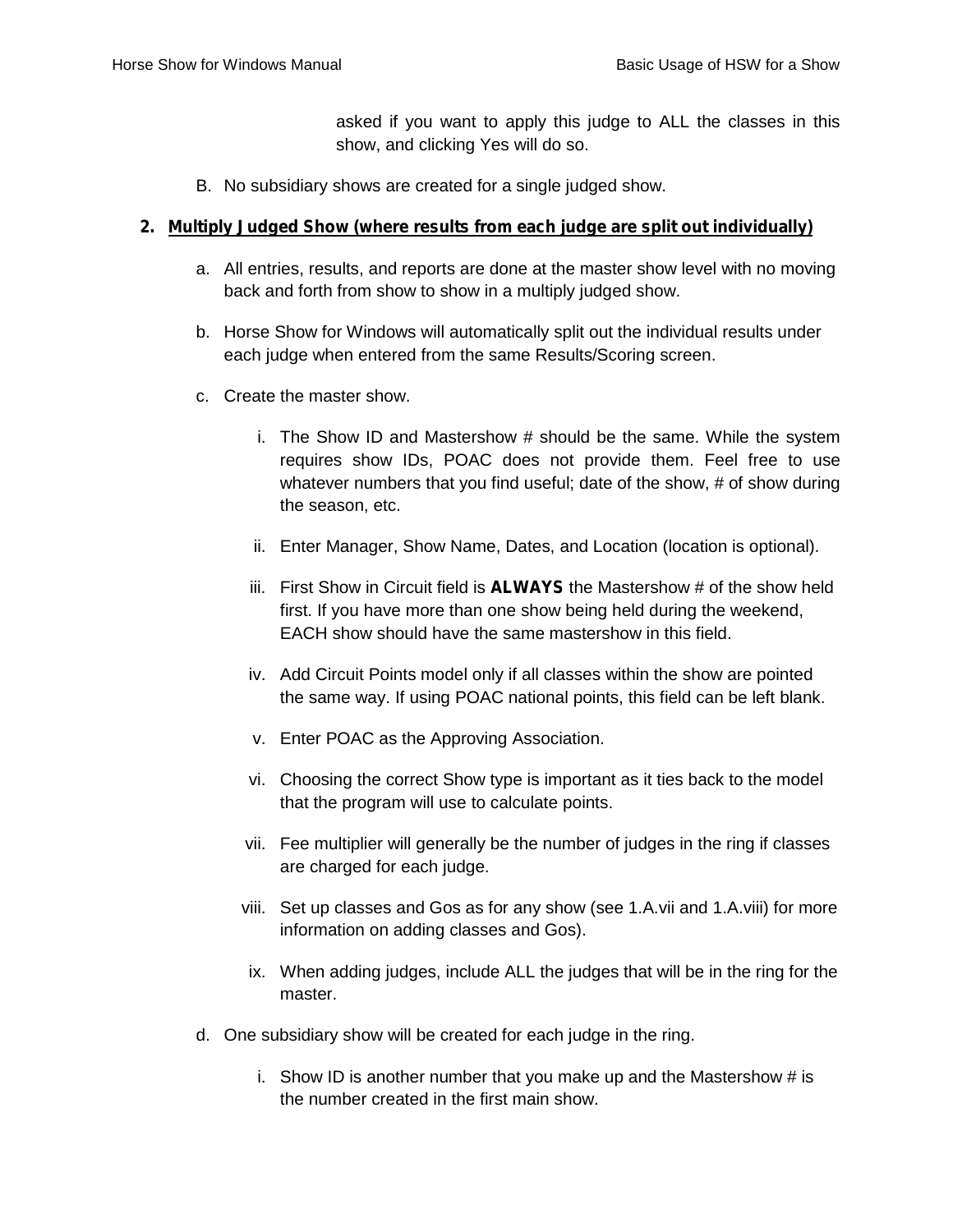asked if you want to apply this judge to ALL the classes in this show, and clicking Yes will do so.

B. No subsidiary shows are created for a single judged show.

**2. Multiply Judged Show (where results from each judge are split out individually)**

a. All entries, results, and reports are done at the master show level with no moving back and forth from show to show in a multiply judged show.

b. Horse Show for Windows will automatically split out the individual results under each judge when entered from the same Results/Scoring screen.

c. Create the master show.

   i. The Show ID and Mastershow # should be the same. While the system requires show IDs, POAC does not provide them. Feel free to use whatever numbers that you find useful; date of the show, # of show during the season, etc.

   ii. Enter Manager, Show Name, Dates, and Location (location is optional).

   iii. First Show in Circuit field is **ALWAYS** the Mastershow # of the show held first. If you have more than one show being held during the weekend, EACH show should have the same mastershow in this field.

   iv. Add Circuit Points model only if all classes within the show are pointed the same way. If using POAC national points, this field can be left blank.

   v. Enter POAC as the Approving Association.

   vi. Choosing the correct Show type is important as it ties back to the model that the program will use to calculate points.

   vii. Fee multiplier will generally be the number of judges in the ring if classes are charged for each judge.

   viii. Set up classes and Gos as for any show (see 1.A.vii and 1.A.viii) for more information on adding classes and Gos).

   ix. When adding judges, include ALL the judges that will be in the ring for the master.

d. One subsidiary show will be created for each judge in the ring.

   i. Show ID is another number that you make up and the Mastershow # is the number created in the first main show.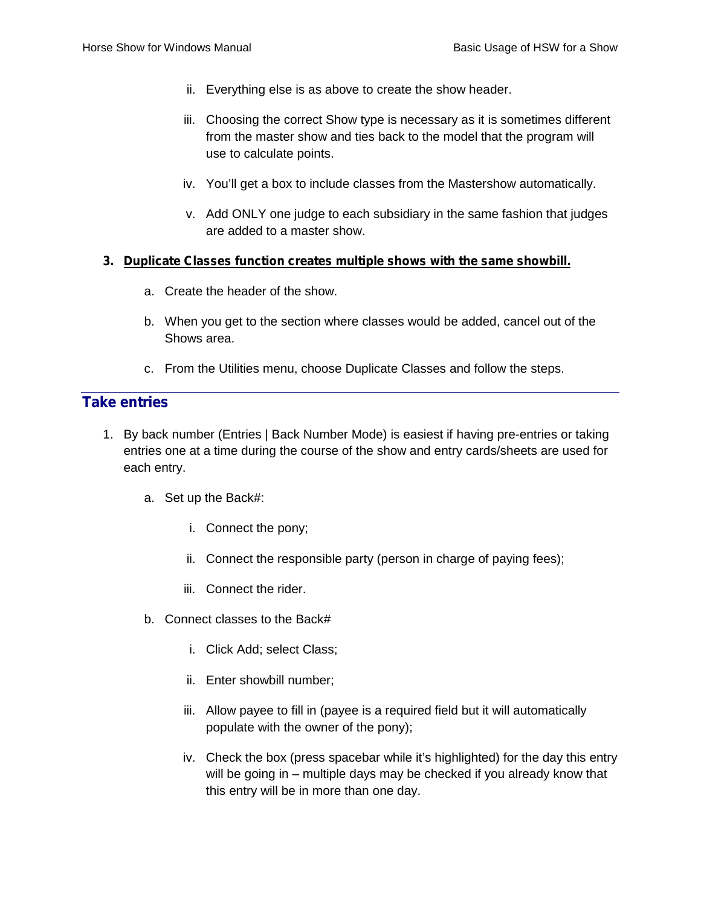ii. Everything else is as above to create the show header.

iii. Choosing the correct Show type is necessary as it is sometimes different from the master show and ties back to the model that the program will use to calculate points.

iv. You'll get a box to include classes from the Mastershow automatically.

v. Add ONLY one judge to each subsidiary in the same fashion that judges are added to a master show.

3. **Duplicate Classes function creates multiple shows with the same showbill.**

   a. Create the header of the show.

   b. When you get to the section where classes would be added, cancel out of the Shows area.

   c. From the Utilities menu, choose Duplicate Classes and follow the steps.

---

## Take entries

1. By back number (Entries | Back Number Mode) is easiest if having pre-entries or taking entries one at a time during the course of the show and entry cards/sheets are used for each entry.

   a. Set up the Back#:

      i. Connect the pony;

      ii. Connect the responsible party (person in charge of paying fees);

      iii. Connect the rider.

   b. Connect classes to the Back#

      i. Click Add; select Class;

      ii. Enter showbill number;

      iii. Allow payee to fill in (payee is a required field but it will automatically populate with the owner of the pony);

      iv. Check the box (press spacebar while it's highlighted) for the day this entry will be going in – multiple days may be checked if you already know that this entry will be in more than one day.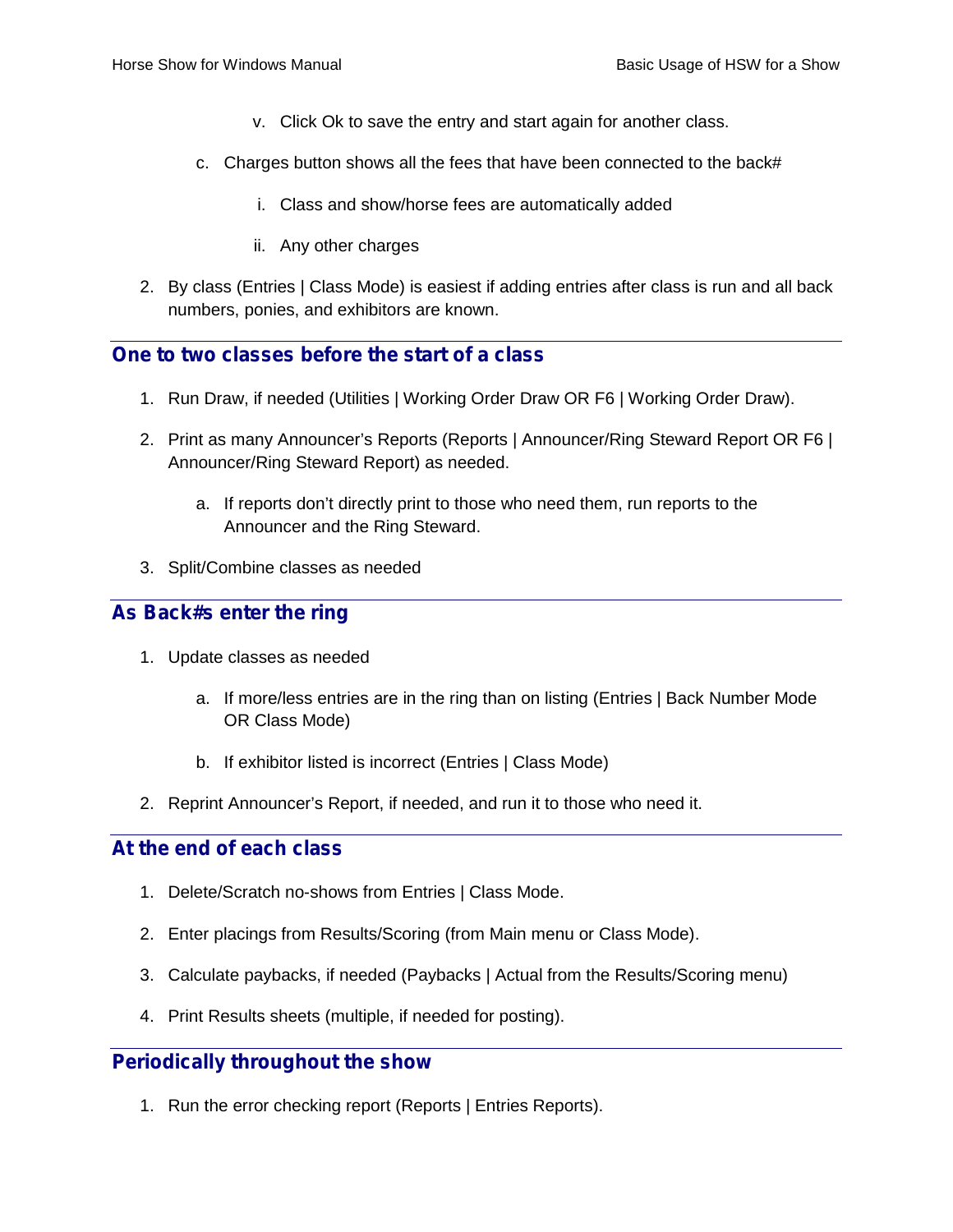v. Click Ok to save the entry and start again for another class.

c. Charges button shows all the fees that have been connected to the back#

   i. Class and show/horse fees are automatically added

   ii. Any other charges

2. By class (Entries | Class Mode) is easiest if adding entries after class is run and all back numbers, ponies, and exhibitors are known.

## One to two classes before the start of a class

1. Run Draw, if needed (Utilities | Working Order Draw OR F6 | Working Order Draw).
2. Print as many Announcer's Reports (Reports | Announcer/Ring Steward Report OR F6 | Announcer/Ring Steward Report) as needed.
   a. If reports don't directly print to those who need them, run reports to the Announcer and the Ring Steward.
3. Split/Combine classes as needed

## As Back#s enter the ring

1. Update classes as needed
   a. If more/less entries are in the ring than on listing (Entries | Back Number Mode OR Class Mode)
   b. If exhibitor listed is incorrect (Entries | Class Mode)
2. Reprint Announcer's Report, if needed, and run it to those who need it.

## At the end of each class

1. Delete/Scratch no-shows from Entries | Class Mode.
2. Enter placings from Results/Scoring (from Main menu or Class Mode).
3. Calculate paybacks, if needed (Paybacks | Actual from the Results/Scoring menu)
4. Print Results sheets (multiple, if needed for posting).

## Periodically throughout the show

1. Run the error checking report (Reports | Entries Reports).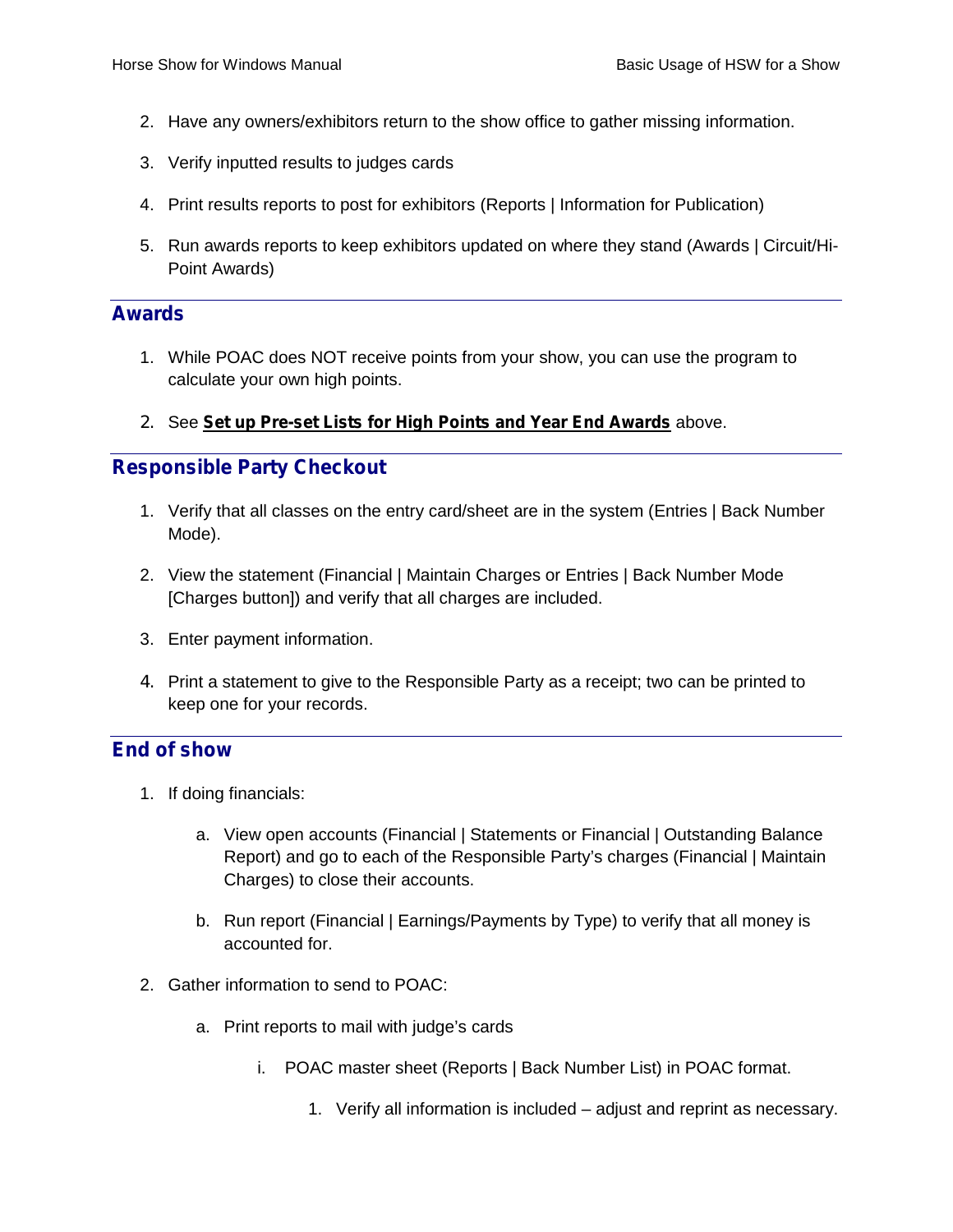2. Have any owners/exhibitors return to the show office to gather missing information.

3. Verify inputted results to judges cards

4. Print results reports to post for exhibitors (Reports | Information for Publication)

5. Run awards reports to keep exhibitors updated on where they stand (Awards | Circuit/Hi-Point Awards)

## Awards

1. While POAC does NOT receive points from your show, you can use the program to calculate your own high points.

2. See **Set up Pre-set Lists for High Points and Year End Awards** above.

## Responsible Party Checkout

1. Verify that all classes on the entry card/sheet are in the system (Entries | Back Number Mode).

2. View the statement (Financial | Maintain Charges or Entries | Back Number Mode [Charges button]) and verify that all charges are included.

3. Enter payment information.

4. Print a statement to give to the Responsible Party as a receipt; two can be printed to keep one for your records.

## End of show

1. If doing financials:

   a. View open accounts (Financial | Statements or Financial | Outstanding Balance Report) and go to each of the Responsible Party's charges (Financial | Maintain Charges) to close their accounts.

   b. Run report (Financial | Earnings/Payments by Type) to verify that all money is accounted for.

2. Gather information to send to POAC:

   a. Print reports to mail with judge's cards

      i. POAC master sheet (Reports | Back Number List) in POAC format.

         1. Verify all information is included – adjust and reprint as necessary.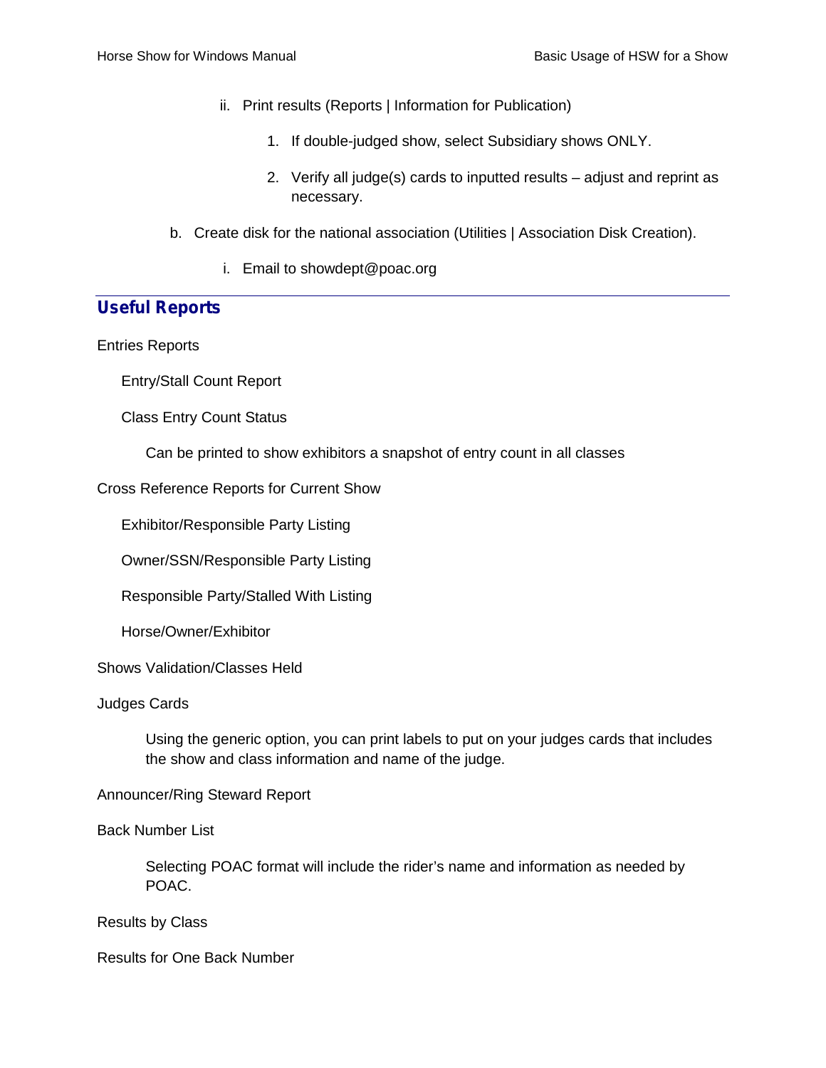ii. Print results (Reports | Information for Publication)

      1. If double-judged show, select Subsidiary shows ONLY.

      2. Verify all judge(s) cards to inputted results – adjust and reprint as necessary.

b. Create disk for the national association (Utilities | Association Disk Creation).

   i. Email to showdept@poac.org

---

## Useful Reports

Entries Reports

Entry/Stall Count Report

Class Entry Count Status

Can be printed to show exhibitors a snapshot of entry count in all classes

Cross Reference Reports for Current Show

Exhibitor/Responsible Party Listing

Owner/SSN/Responsible Party Listing

Responsible Party/Stalled With Listing

Horse/Owner/Exhibitor

Shows Validation/Classes Held

Judges Cards

Using the generic option, you can print labels to put on your judges cards that includes the show and class information and name of the judge.

Announcer/Ring Steward Report

Back Number List

Selecting POAC format will include the rider's name and information as needed by POAC.

Results by Class

Results for One Back Number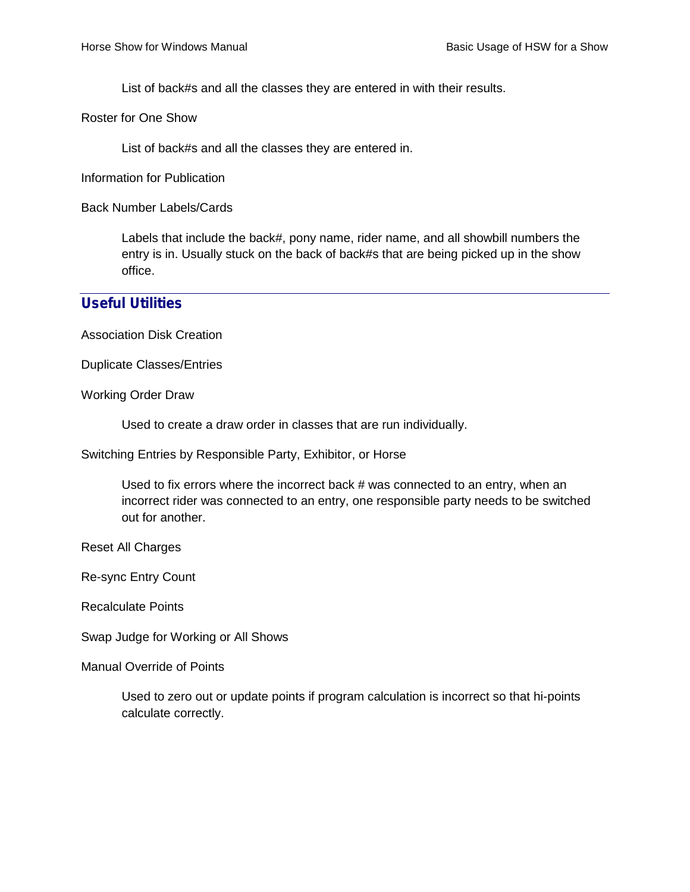List of back#s and all the classes they are entered in with their results.

Roster for One Show

List of back#s and all the classes they are entered in.

Information for Publication

Back Number Labels/Cards

Labels that include the back#, pony name, rider name, and all showbill numbers the entry is in. Usually stuck on the back of back#s that are being picked up in the show office.

## Useful Utilities

Association Disk Creation

Duplicate Classes/Entries

Working Order Draw

Used to create a draw order in classes that are run individually.

Switching Entries by Responsible Party, Exhibitor, or Horse

Used to fix errors where the incorrect back # was connected to an entry, when an incorrect rider was connected to an entry, one responsible party needs to be switched out for another.

Reset All Charges

Re-sync Entry Count

Recalculate Points

Swap Judge for Working or All Shows

Manual Override of Points

Used to zero out or update points if program calculation is incorrect so that hi-points calculate correctly.